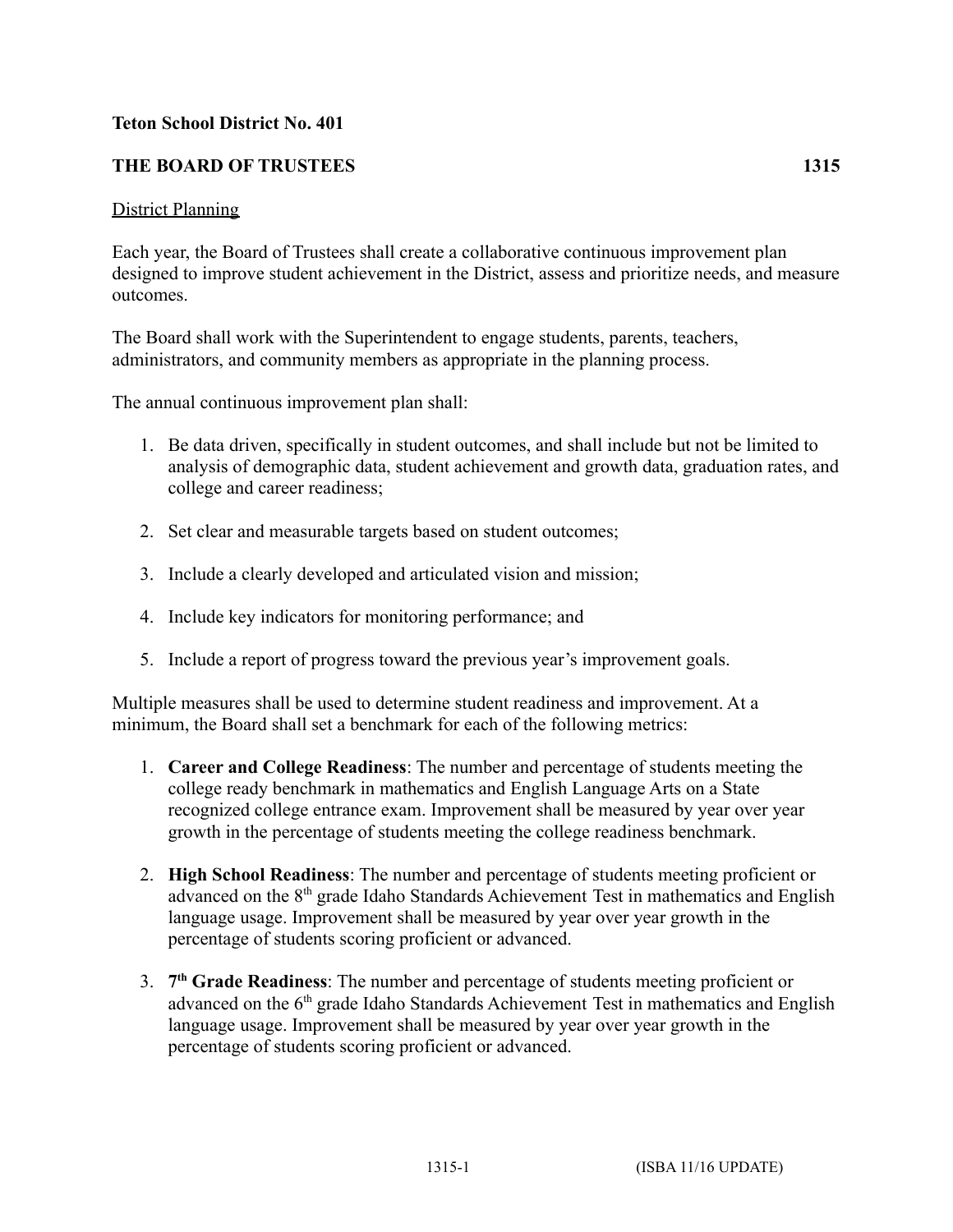**Teton School District No. 401**

**THE BOARD OF TRUSTEES 1315**

District Planning

Each year, the Board of Trustees shall create a collaborative continuous improvement plan designed to improve student achievement in the District, assess and prioritize needs, and measure outcomes.

The Board shall work with the Superintendent to engage students, parents, teachers, administrators, and community members as appropriate in the planning process.

The annual continuous improvement plan shall:

1. Be data driven, specifically in student outcomes, and shall include but not be limited to analysis of demographic data, student achievement and growth data, graduation rates, and college and career readiness;

2. Set clear and measurable targets based on student outcomes;

3. Include a clearly developed and articulated vision and mission;

4. Include key indicators for monitoring performance; and

5. Include a report of progress toward the previous year's improvement goals.

Multiple measures shall be used to determine student readiness and improvement. At a minimum, the Board shall set a benchmark for each of the following metrics:

1. **Career and College Readiness**: The number and percentage of students meeting the college ready benchmark in mathematics and English Language Arts on a State recognized college entrance exam. Improvement shall be measured by year over year growth in the percentage of students meeting the college readiness benchmark.

2. **High School Readiness**: The number and percentage of students meeting proficient or advanced on the 8th grade Idaho Standards Achievement Test in mathematics and English language usage. Improvement shall be measured by year over year growth in the percentage of students scoring proficient or advanced.

3. **7th Grade Readiness**: The number and percentage of students meeting proficient or advanced on the 6th grade Idaho Standards Achievement Test in mathematics and English language usage. Improvement shall be measured by year over year growth in the percentage of students scoring proficient or advanced.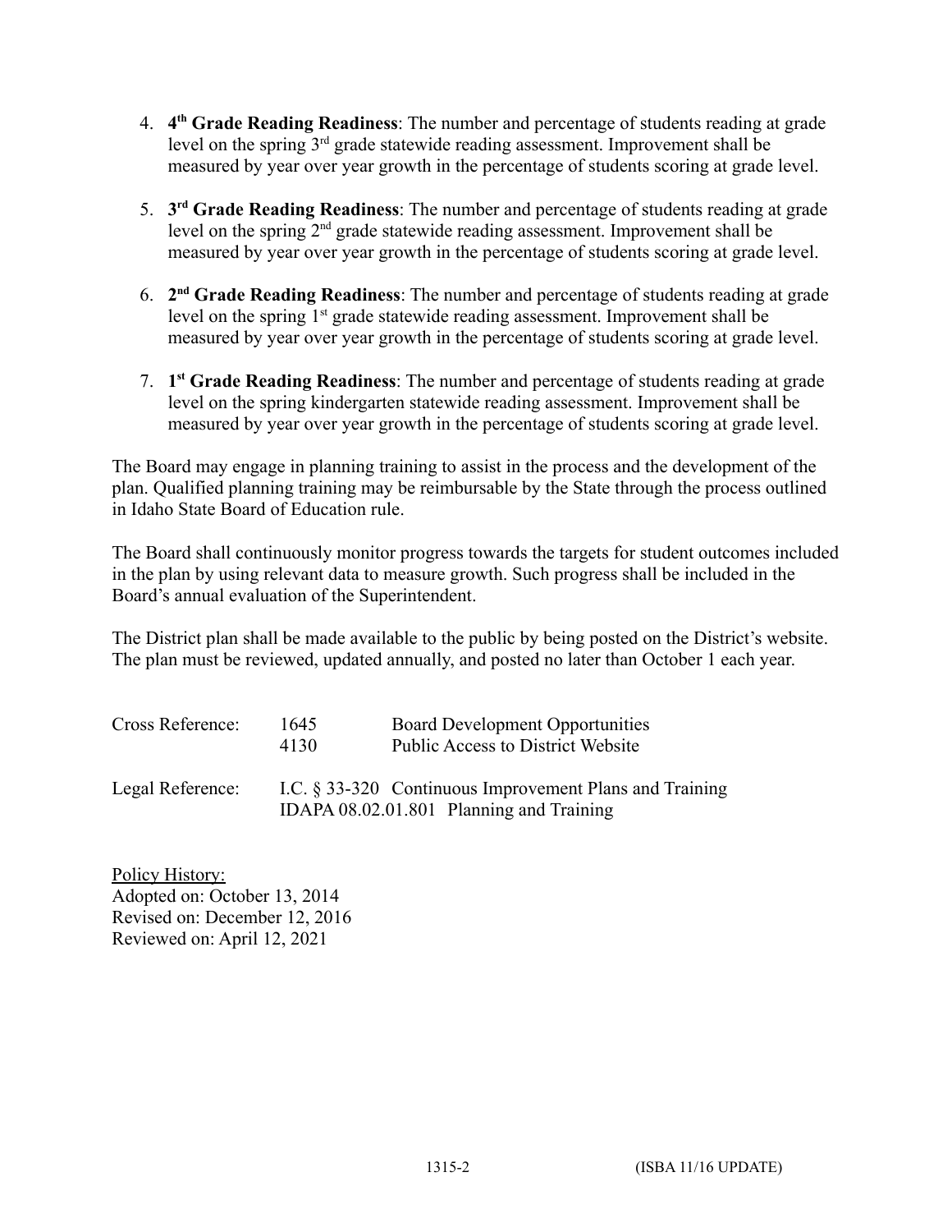4. **4th Grade Reading Readiness**: The number and percentage of students reading at grade level on the spring 3rd grade statewide reading assessment. Improvement shall be measured by year over year growth in the percentage of students scoring at grade level.

5. **3rd Grade Reading Readiness**: The number and percentage of students reading at grade level on the spring 2nd grade statewide reading assessment. Improvement shall be measured by year over year growth in the percentage of students scoring at grade level.

6. **2nd Grade Reading Readiness**: The number and percentage of students reading at grade level on the spring 1st grade statewide reading assessment. Improvement shall be measured by year over year growth in the percentage of students scoring at grade level.

7. **1st Grade Reading Readiness**: The number and percentage of students reading at grade level on the spring kindergarten statewide reading assessment. Improvement shall be measured by year over year growth in the percentage of students scoring at grade level.

The Board may engage in planning training to assist in the process and the development of the plan. Qualified planning training may be reimbursable by the State through the process outlined in Idaho State Board of Education rule.

The Board shall continuously monitor progress towards the targets for student outcomes included in the plan by using relevant data to measure growth. Such progress shall be included in the Board's annual evaluation of the Superintendent.

The District plan shall be made available to the public by being posted on the District's website. The plan must be reviewed, updated annually, and posted no later than October 1 each year.

| | | |
|---|---|---|
| Cross Reference: | 1645 | Board Development Opportunities |
| | 4130 | Public Access to District Website |

Legal Reference: I.C. § 33-320 Continuous Improvement Plans and Training
IDAPA 08.02.01.801 Planning and Training

Policy History:
Adopted on: October 13, 2014
Revised on: December 12, 2016
Reviewed on: April 12, 2021